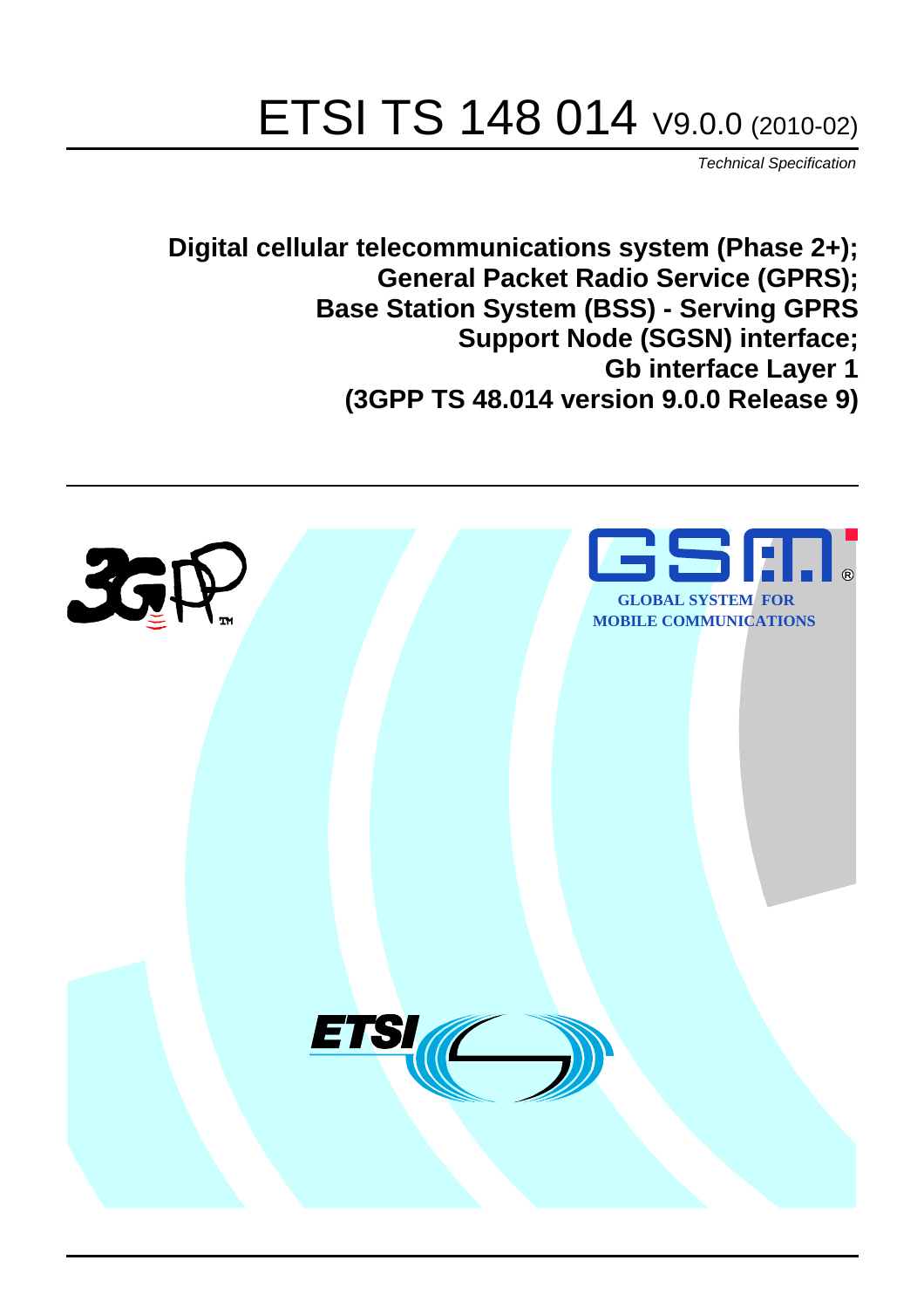# ETSI TS 148 014 V9.0.0 (2010-02)

*Technical Specification*

**Digital cellular telecommunications system (Phase 2+); General Packet Radio Service (GPRS); Base Station System (BSS) - Serving GPRS Support Node (SGSN) interface; Gb interface Layer 1 (3GPP TS 48.014 version 9.0.0 Release 9)**

GLOBAL SYSTEM FOR MOBILE COMMUNICATIONS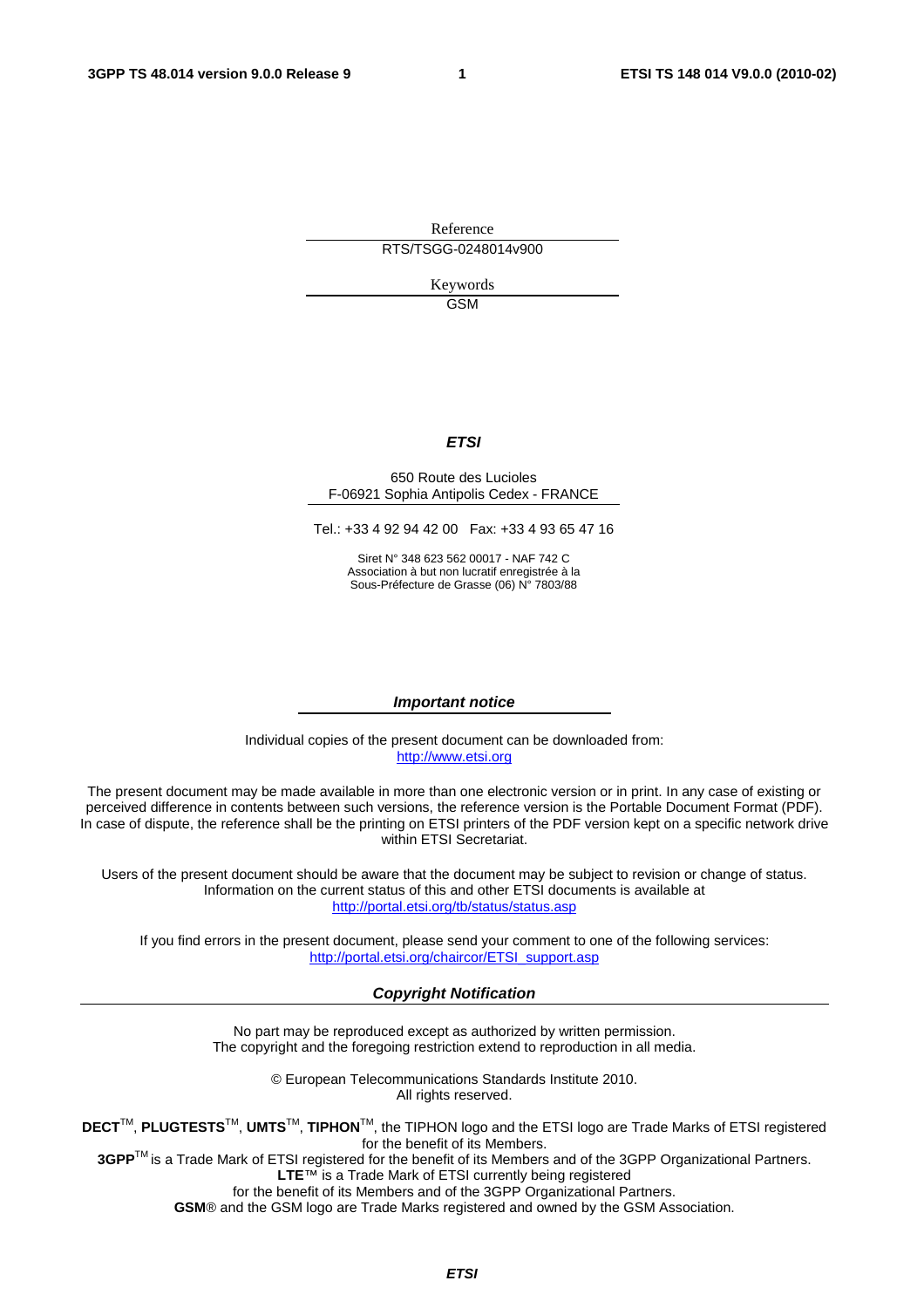Reference

RTS/TSGG-0248014v900

Keywords

GSM

***ETSI***

650 Route des Lucioles
F-06921 Sophia Antipolis Cedex - FRANCE

Tel.: +33 4 92 94 42 00   Fax: +33 4 93 65 47 16

Siret N° 348 623 562 00017 - NAF 742 C
Association à but non lucratif enregistrée à la
Sous-Préfecture de Grasse (06) N° 7803/88

***Important notice***

Individual copies of the present document can be downloaded from:
http://www.etsi.org

The present document may be made available in more than one electronic version or in print. In any case of existing or perceived difference in contents between such versions, the reference version is the Portable Document Format (PDF). In case of dispute, the reference shall be the printing on ETSI printers of the PDF version kept on a specific network drive within ETSI Secretariat.

Users of the present document should be aware that the document may be subject to revision or change of status. Information on the current status of this and other ETSI documents is available at
http://portal.etsi.org/tb/status/status.asp

If you find errors in the present document, please send your comment to one of the following services:
http://portal.etsi.org/chaircor/ETSI_support.asp

***Copyright Notification***

No part may be reproduced except as authorized by written permission.
The copyright and the foregoing restriction extend to reproduction in all media.

© European Telecommunications Standards Institute 2010.
All rights reserved.

**DECT**TM, **PLUGTESTS**TM, **UMTS**TM, **TIPHON**TM, the TIPHON logo and the ETSI logo are Trade Marks of ETSI registered for the benefit of its Members.
**3GPP**TM is a Trade Mark of ETSI registered for the benefit of its Members and of the 3GPP Organizational Partners.
**LTE**™ is a Trade Mark of ETSI currently being registered
for the benefit of its Members and of the 3GPP Organizational Partners.
**GSM**® and the GSM logo are Trade Marks registered and owned by the GSM Association.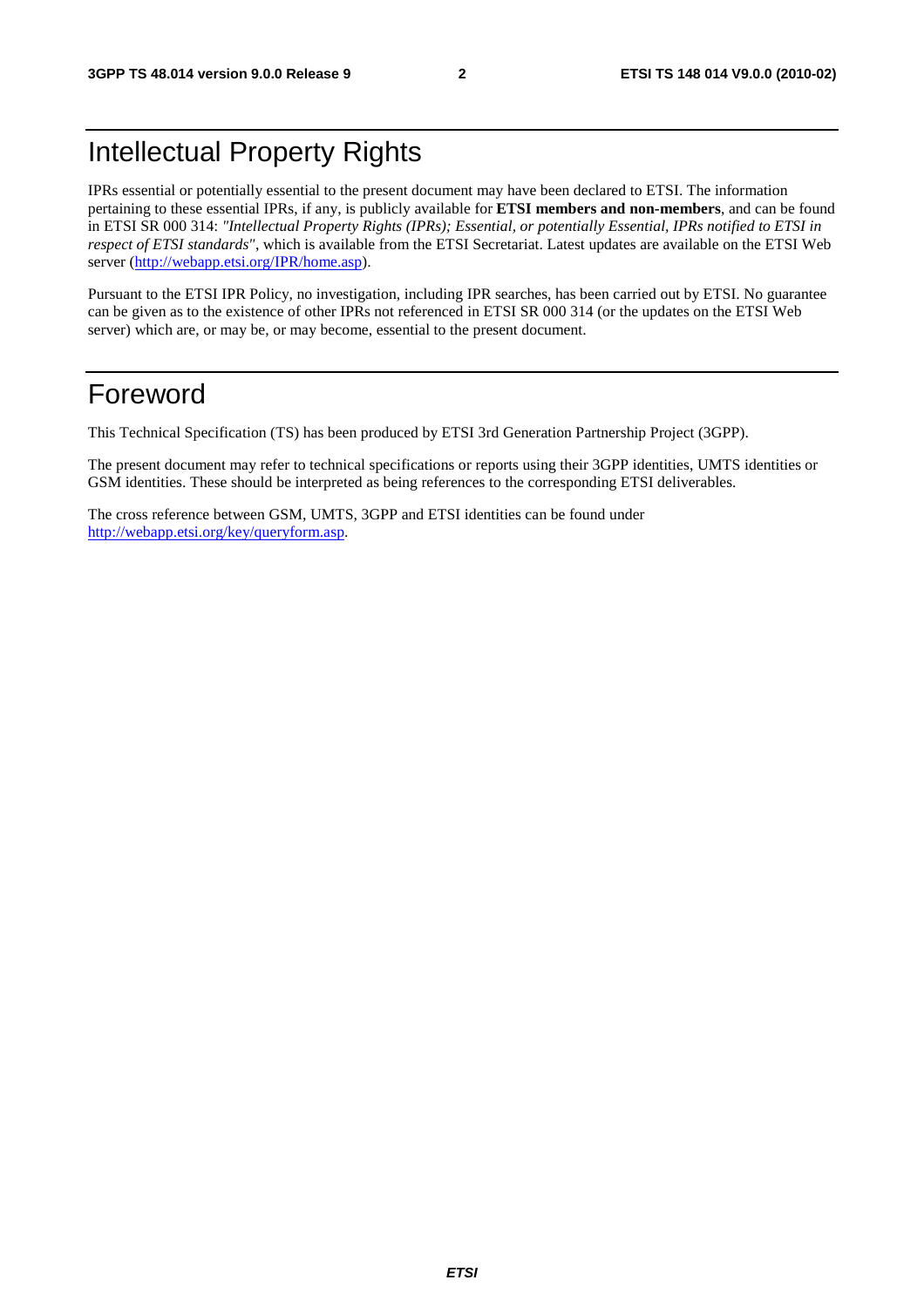# Intellectual Property Rights

IPRs essential or potentially essential to the present document may have been declared to ETSI. The information pertaining to these essential IPRs, if any, is publicly available for **ETSI members and non-members**, and can be found in ETSI SR 000 314: *"Intellectual Property Rights (IPRs); Essential, or potentially Essential, IPRs notified to ETSI in respect of ETSI standards"*, which is available from the ETSI Secretariat. Latest updates are available on the ETSI Web server (http://webapp.etsi.org/IPR/home.asp).

Pursuant to the ETSI IPR Policy, no investigation, including IPR searches, has been carried out by ETSI. No guarantee can be given as to the existence of other IPRs not referenced in ETSI SR 000 314 (or the updates on the ETSI Web server) which are, or may be, or may become, essential to the present document.

# Foreword

This Technical Specification (TS) has been produced by ETSI 3rd Generation Partnership Project (3GPP).

The present document may refer to technical specifications or reports using their 3GPP identities, UMTS identities or GSM identities. These should be interpreted as being references to the corresponding ETSI deliverables.

The cross reference between GSM, UMTS, 3GPP and ETSI identities can be found under http://webapp.etsi.org/key/queryform.asp.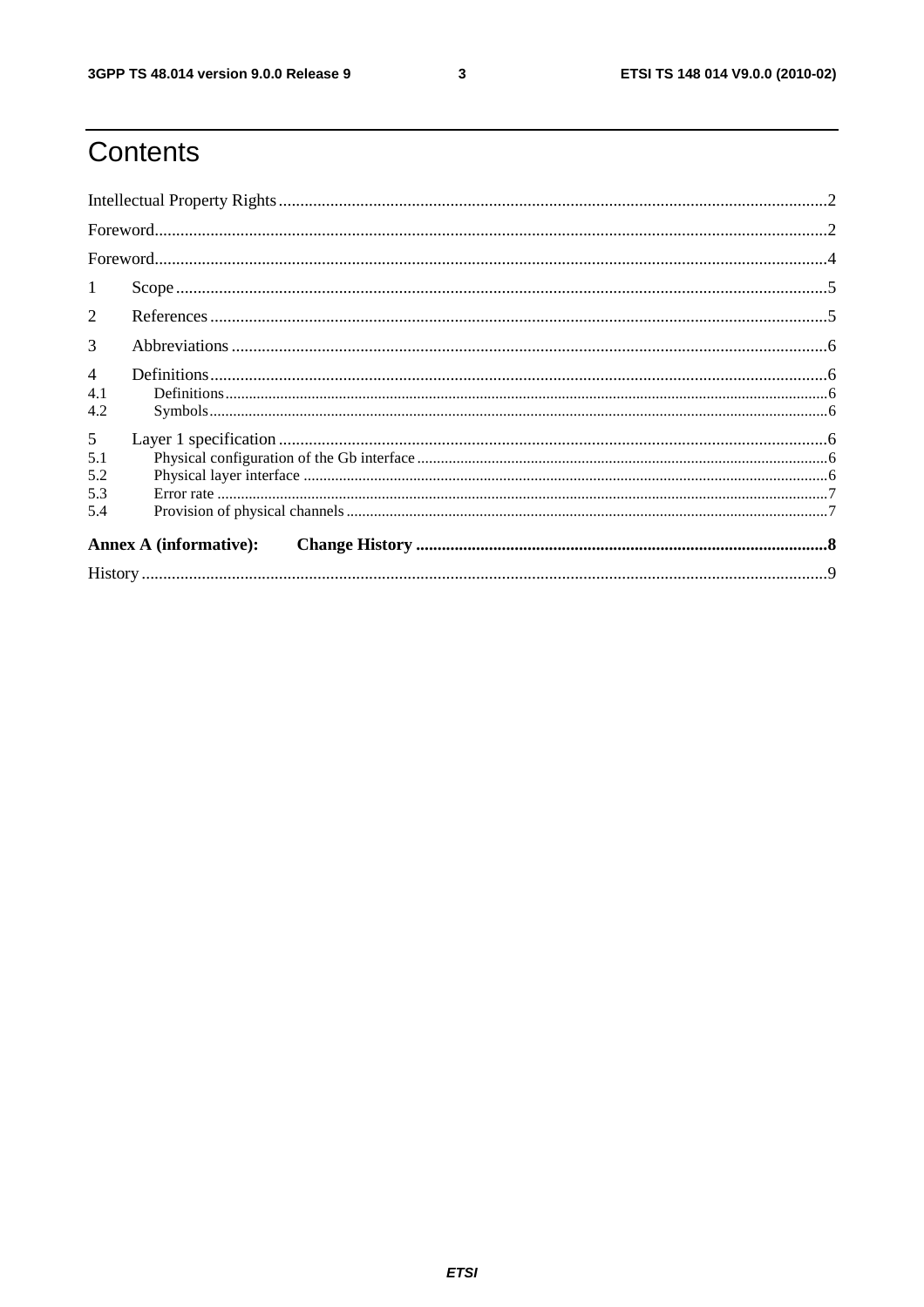# Contents

Intellectual Property Rights ........................................................................................................................... 2

Foreword ...................................................................................................................................................... 2

Foreword ...................................................................................................................................................... 4

1 Scope ......................................................................................................................................................... 5

2 References ................................................................................................................................................. 5

3 Abbreviations ............................................................................................................................................ 6

4 Definitions ................................................................................................................................................. 6

4.1 Definitions .............................................................................................................................................. 6

4.2 Symbols .................................................................................................................................................. 6

5 Layer 1 specification .................................................................................................................................. 6

5.1 Physical configuration of the Gb interface ............................................................................................. 6

5.2 Physical layer interface .......................................................................................................................... 6

5.3 Error rate ................................................................................................................................................. 7

5.4 Provision of physical channels ............................................................................................................... 7

**Annex A (informative): Change History** ................................................................................................ **8**

History ......................................................................................................................................................... 9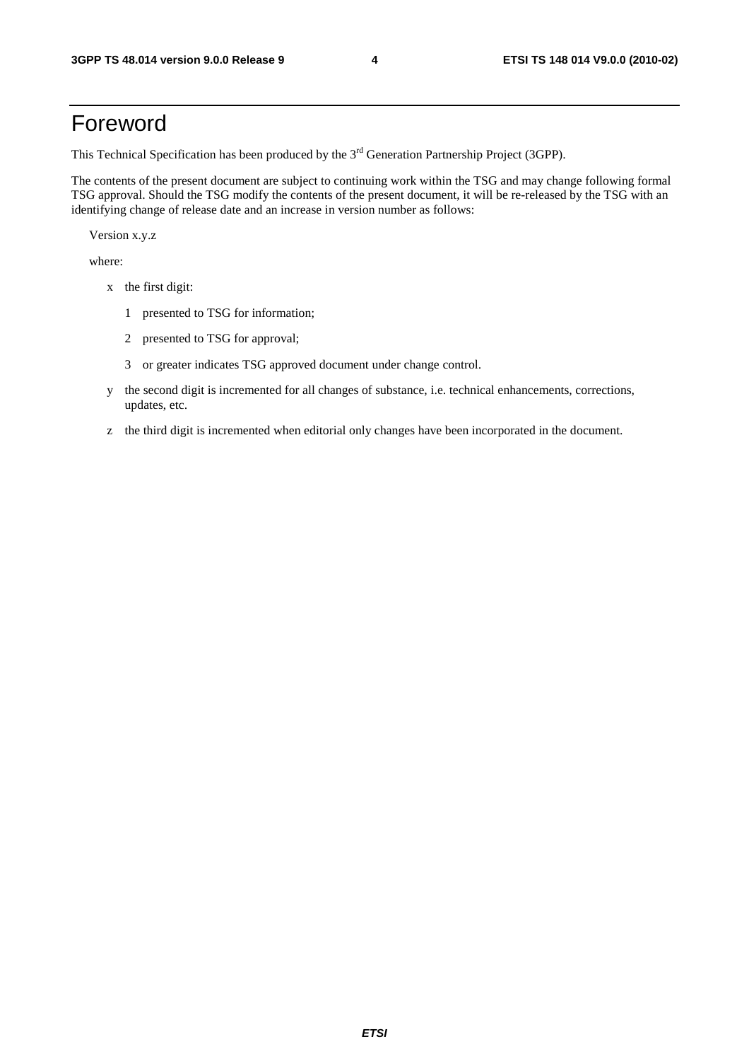# Foreword

This Technical Specification has been produced by the 3rd Generation Partnership Project (3GPP).

The contents of the present document are subject to continuing work within the TSG and may change following formal TSG approval. Should the TSG modify the contents of the present document, it will be re-released by the TSG with an identifying change of release date and an increase in version number as follows:

Version x.y.z

where:

- x the first digit:
  - 1 presented to TSG for information;
  - 2 presented to TSG for approval;
  - 3 or greater indicates TSG approved document under change control.
- y the second digit is incremented for all changes of substance, i.e. technical enhancements, corrections, updates, etc.
- z the third digit is incremented when editorial only changes have been incorporated in the document.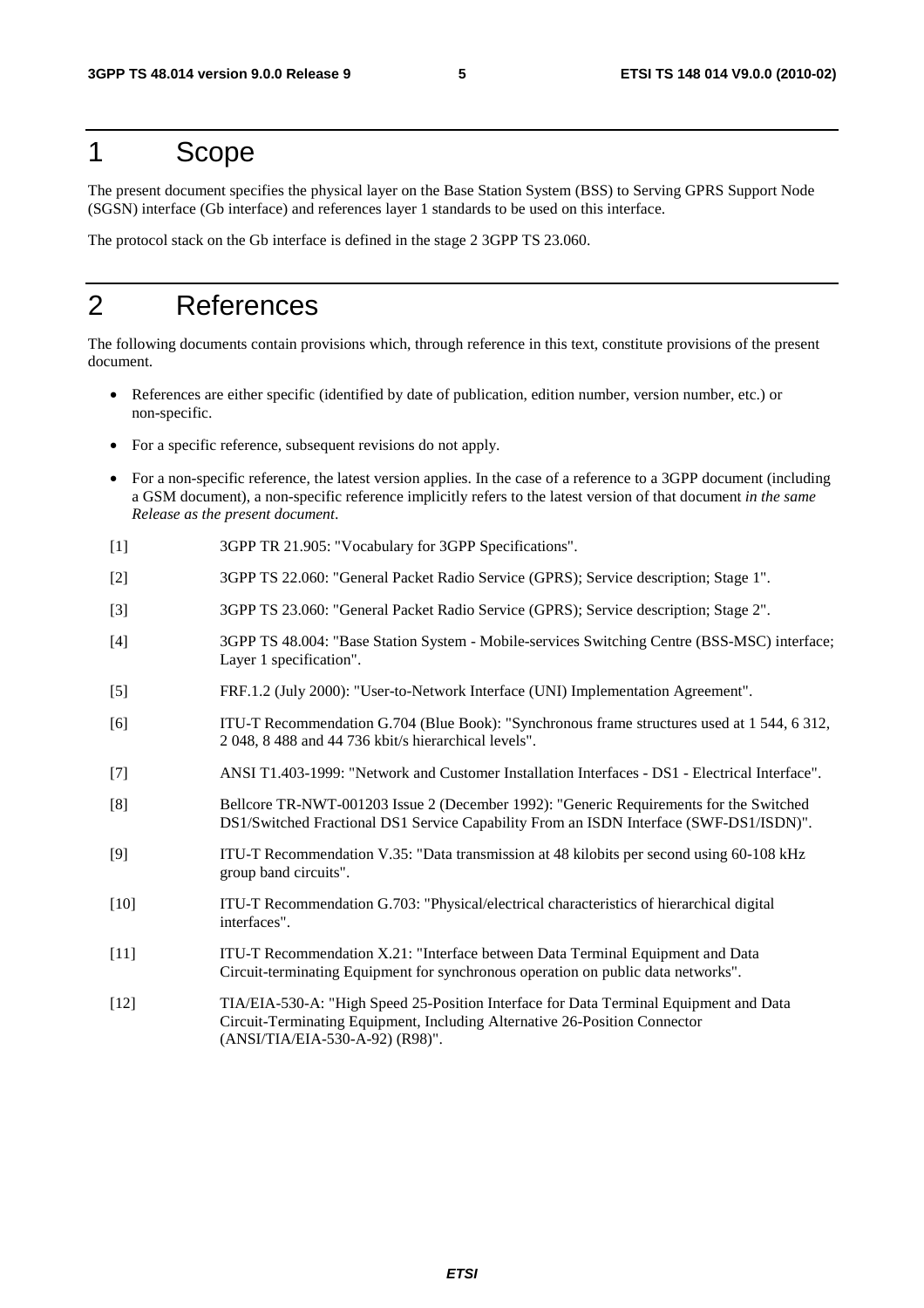# 1 Scope

The present document specifies the physical layer on the Base Station System (BSS) to Serving GPRS Support Node (SGSN) interface (Gb interface) and references layer 1 standards to be used on this interface.

The protocol stack on the Gb interface is defined in the stage 2 3GPP TS 23.060.

# 2 References

The following documents contain provisions which, through reference in this text, constitute provisions of the present document.

- References are either specific (identified by date of publication, edition number, version number, etc.) or non-specific.
- For a specific reference, subsequent revisions do not apply.
- For a non-specific reference, the latest version applies. In the case of a reference to a 3GPP document (including a GSM document), a non-specific reference implicitly refers to the latest version of that document *in the same Release as the present document*.

[1] 3GPP TR 21.905: "Vocabulary for 3GPP Specifications".

[2] 3GPP TS 22.060: "General Packet Radio Service (GPRS); Service description; Stage 1".

[3] 3GPP TS 23.060: "General Packet Radio Service (GPRS); Service description; Stage 2".

[4] 3GPP TS 48.004: "Base Station System - Mobile-services Switching Centre (BSS-MSC) interface; Layer 1 specification".

[5] FRF.1.2 (July 2000): "User-to-Network Interface (UNI) Implementation Agreement".

[6] ITU-T Recommendation G.704 (Blue Book): "Synchronous frame structures used at 1 544, 6 312, 2 048, 8 488 and 44 736 kbit/s hierarchical levels".

[7] ANSI T1.403-1999: "Network and Customer Installation Interfaces - DS1 - Electrical Interface".

[8] Bellcore TR-NWT-001203 Issue 2 (December 1992): "Generic Requirements for the Switched DS1/Switched Fractional DS1 Service Capability From an ISDN Interface (SWF-DS1/ISDN)".

[9] ITU-T Recommendation V.35: "Data transmission at 48 kilobits per second using 60-108 kHz group band circuits".

[10] ITU-T Recommendation G.703: "Physical/electrical characteristics of hierarchical digital interfaces".

[11] ITU-T Recommendation X.21: "Interface between Data Terminal Equipment and Data Circuit-terminating Equipment for synchronous operation on public data networks".

[12] TIA/EIA-530-A: "High Speed 25-Position Interface for Data Terminal Equipment and Data Circuit-Terminating Equipment, Including Alternative 26-Position Connector (ANSI/TIA/EIA-530-A-92) (R98)".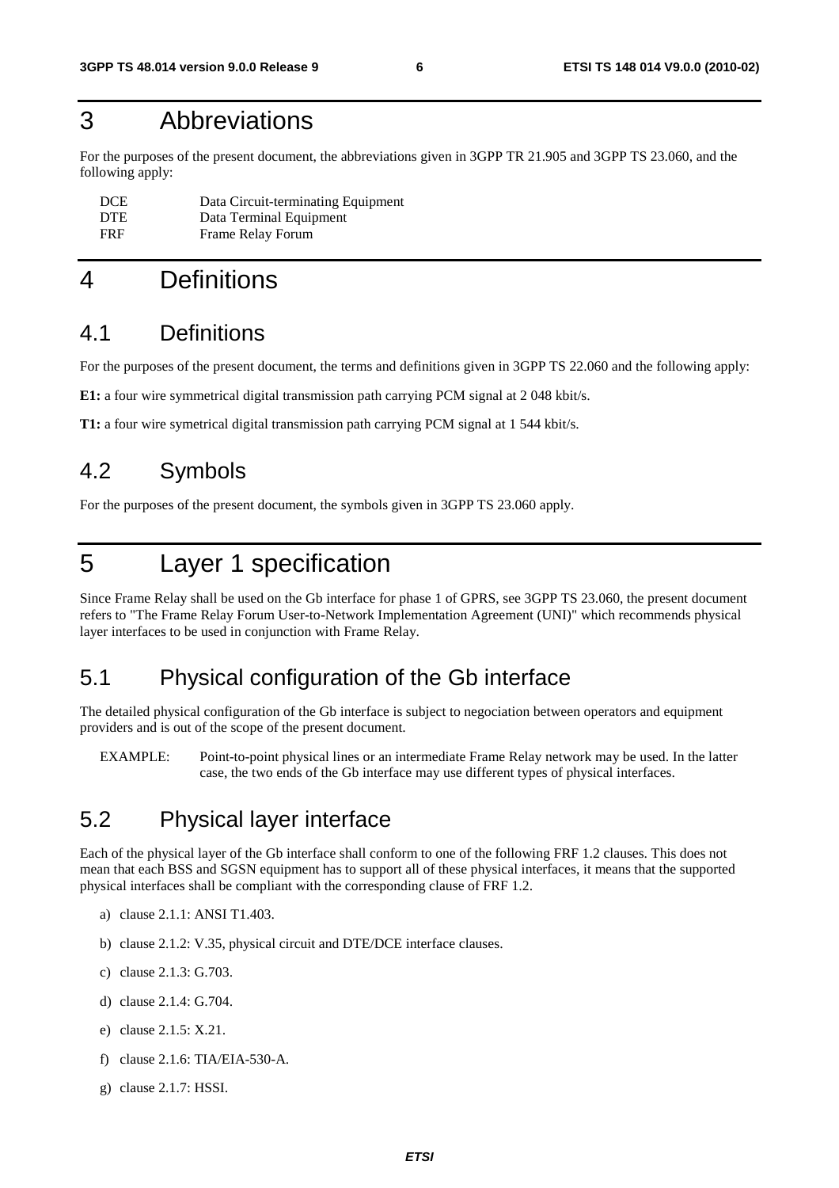# 3 Abbreviations

For the purposes of the present document, the abbreviations given in 3GPP TR 21.905 and 3GPP TS 23.060, and the following apply:

| | |
|---|---|
| DCE | Data Circuit-terminating Equipment |
| DTE | Data Terminal Equipment |
| FRF | Frame Relay Forum |

# 4 Definitions

## 4.1 Definitions

For the purposes of the present document, the terms and definitions given in 3GPP TS 22.060 and the following apply:

**E1:** a four wire symmetrical digital transmission path carrying PCM signal at 2 048 kbit/s.

**T1:** a four wire symetrical digital transmission path carrying PCM signal at 1 544 kbit/s.

## 4.2 Symbols

For the purposes of the present document, the symbols given in 3GPP TS 23.060 apply.

# 5 Layer 1 specification

Since Frame Relay shall be used on the Gb interface for phase 1 of GPRS, see 3GPP TS 23.060, the present document refers to "The Frame Relay Forum User-to-Network Implementation Agreement (UNI)" which recommends physical layer interfaces to be used in conjunction with Frame Relay.

## 5.1 Physical configuration of the Gb interface

The detailed physical configuration of the Gb interface is subject to negociation between operators and equipment providers and is out of the scope of the present document.

EXAMPLE: Point-to-point physical lines or an intermediate Frame Relay network may be used. In the latter case, the two ends of the Gb interface may use different types of physical interfaces.

## 5.2 Physical layer interface

Each of the physical layer of the Gb interface shall conform to one of the following FRF 1.2 clauses. This does not mean that each BSS and SGSN equipment has to support all of these physical interfaces, it means that the supported physical interfaces shall be compliant with the corresponding clause of FRF 1.2.

a) clause 2.1.1: ANSI T1.403.

b) clause 2.1.2: V.35, physical circuit and DTE/DCE interface clauses.

c) clause 2.1.3: G.703.

d) clause 2.1.4: G.704.

e) clause 2.1.5: X.21.

f) clause 2.1.6: TIA/EIA-530-A.

g) clause 2.1.7: HSSI.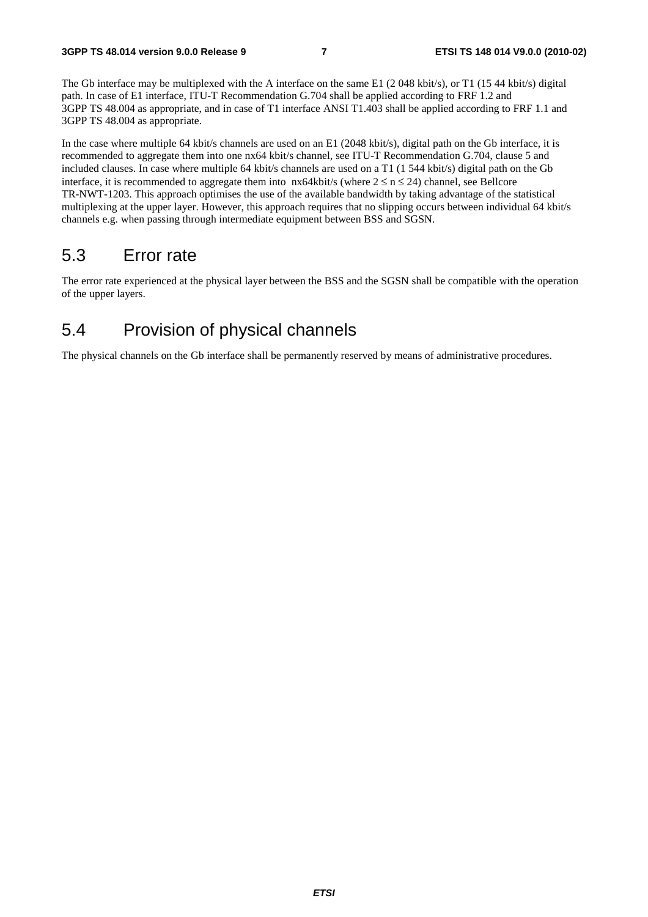The Gb interface may be multiplexed with the A interface on the same E1 (2 048 kbit/s), or T1 (15 44 kbit/s) digital path. In case of E1 interface, ITU-T Recommendation G.704 shall be applied according to FRF 1.2 and 3GPP TS 48.004 as appropriate, and in case of T1 interface ANSI T1.403 shall be applied according to FRF 1.1 and 3GPP TS 48.004 as appropriate.

In the case where multiple 64 kbit/s channels are used on an E1 (2048 kbit/s), digital path on the Gb interface, it is recommended to aggregate them into one nx64 kbit/s channel, see ITU-T Recommendation G.704, clause 5 and included clauses. In case where multiple 64 kbit/s channels are used on a T1 (1 544 kbit/s) digital path on the Gb interface, it is recommended to aggregate them into nx64kbit/s (where $2 \leq n \leq 24$) channel, see Bellcore TR-NWT-1203. This approach optimises the use of the available bandwidth by taking advantage of the statistical multiplexing at the upper layer. However, this approach requires that no slipping occurs between individual 64 kbit/s channels e.g. when passing through intermediate equipment between BSS and SGSN.

## 5.3 Error rate

The error rate experienced at the physical layer between the BSS and the SGSN shall be compatible with the operation of the upper layers.

## 5.4 Provision of physical channels

The physical channels on the Gb interface shall be permanently reserved by means of administrative procedures.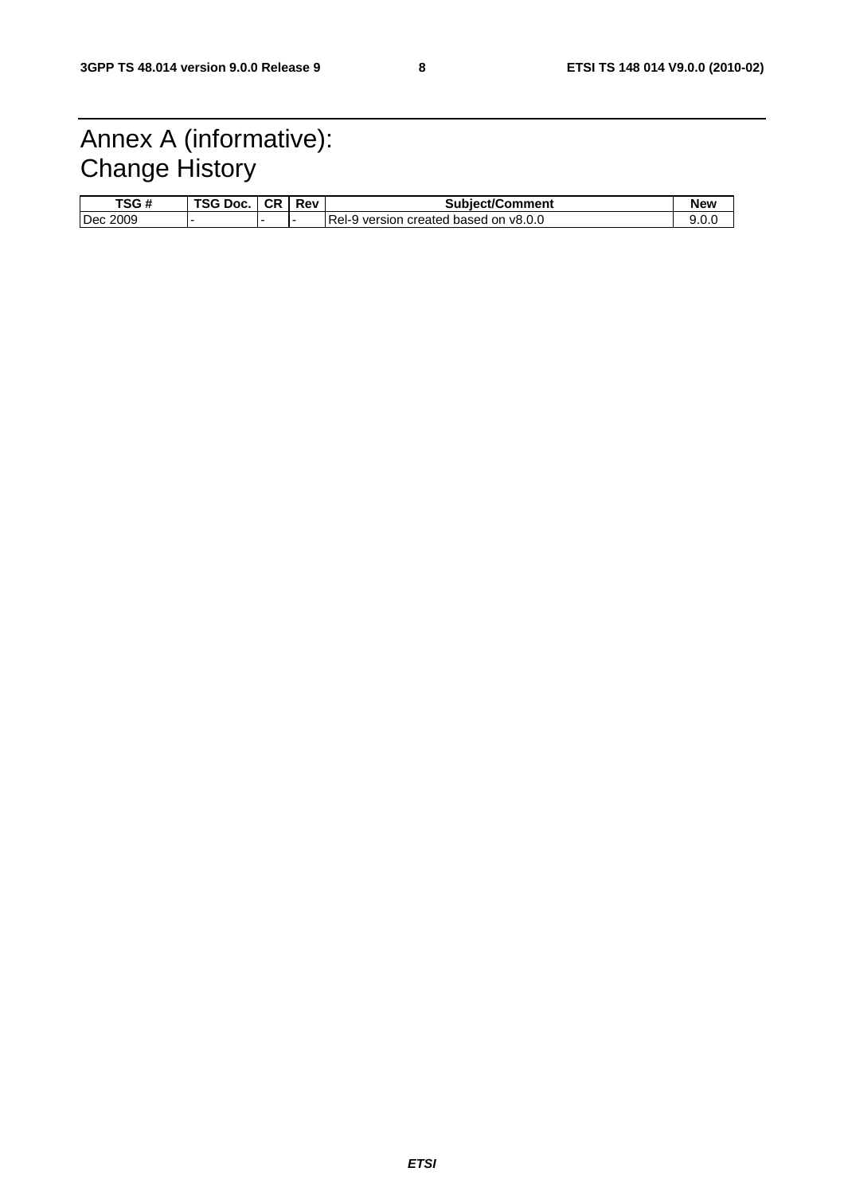# Annex A (informative): Change History

| TSG # | TSG Doc. | CR | Rev | Subject/Comment | New |
|---|---|---|---|---|---|
| Dec 2009 | - | - | - | Rel-9 version created based on v8.0.0 | 9.0.0 |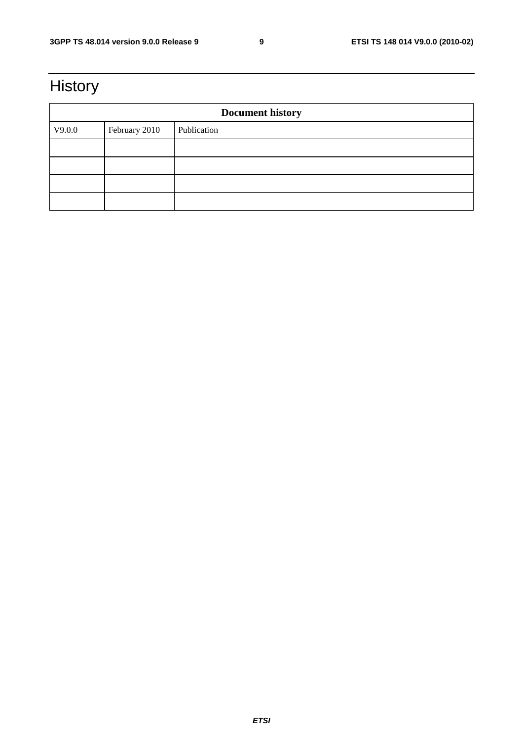# History

| Document history | | |
|---|---|---|
| V9.0.0 | February 2010 | Publication |
| | | |
| | | |
| | | |
| | | |